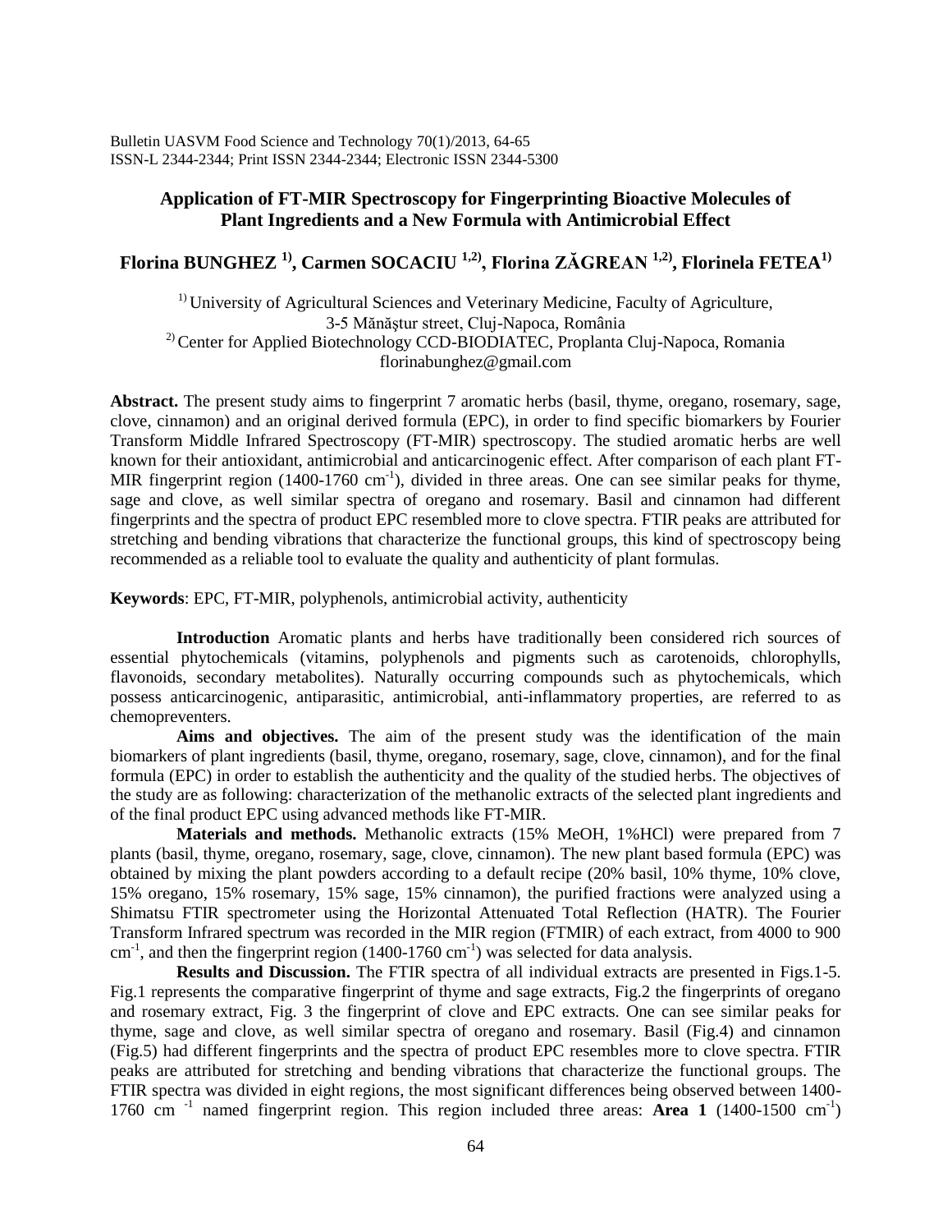# Application of FT-MIR Spectroscopy for Fingerprinting Bioactive Molecules of Plant Ingredients and a New Formula with Antimicrobial Effect

**Florina BUNGHEZ [1)], Carmen SOCACIU [1,2)], Florina ZĂGREAN [1,2)], Florinela FETEA[1)]**

[1)] University of Agricultural Sciences and Veterinary Medicine, Faculty of Agriculture, 3-5 Mănăştur street, Cluj-Napoca, România
[2)] Center for Applied Biotechnology CCD-BIODIATEC, Proplanta Cluj-Napoca, Romania
florinabunghez@gmail.com

**Abstract.** The present study aims to fingerprint 7 aromatic herbs (basil, thyme, oregano, rosemary, sage, clove, cinnamon) and an original derived formula (EPC), in order to find specific biomarkers by Fourier Transform Middle Infrared Spectroscopy (FT-MIR) spectroscopy. The studied aromatic herbs are well known for their antioxidant, antimicrobial and anticarcinogenic effect. After comparison of each plant FT-MIR fingerprint region (1400-1760 cm$^{-1}$), divided in three areas. One can see similar peaks for thyme, sage and clove, as well similar spectra of oregano and rosemary. Basil and cinnamon had different fingerprints and the spectra of product EPC resembled more to clove spectra. FTIR peaks are attributed for stretching and bending vibrations that characterize the functional groups, this kind of spectroscopy being recommended as a reliable tool to evaluate the quality and authenticity of plant formulas.

**Keywords**: EPC, FT-MIR, polyphenols, antimicrobial activity, authenticity

**Introduction** Aromatic plants and herbs have traditionally been considered rich sources of essential phytochemicals (vitamins, polyphenols and pigments such as carotenoids, chlorophylls, flavonoids, secondary metabolites). Naturally occurring compounds such as phytochemicals, which possess anticarcinogenic, antiparasitic, antimicrobial, anti-inflammatory properties, are referred to as chemopreventers.

**Aims and objectives.** The aim of the present study was the identification of the main biomarkers of plant ingredients (basil, thyme, oregano, rosemary, sage, clove, cinnamon), and for the final formula (EPC) in order to establish the authenticity and the quality of the studied herbs. The objectives of the study are as following: characterization of the methanolic extracts of the selected plant ingredients and of the final product EPC using advanced methods like FT-MIR.

**Materials and methods.** Methanolic extracts (15% MeOH, 1%HCl) were prepared from 7 plants (basil, thyme, oregano, rosemary, sage, clove, cinnamon). The new plant based formula (EPC) was obtained by mixing the plant powders according to a default recipe (20% basil, 10% thyme, 10% clove, 15% oregano, 15% rosemary, 15% sage, 15% cinnamon), the purified fractions were analyzed using a Shimatsu FTIR spectrometer using the Horizontal Attenuated Total Reflection (HATR). The Fourier Transform Infrared spectrum was recorded in the MIR region (FTMIR) of each extract, from 4000 to 900 cm$^{-1}$, and then the fingerprint region (1400-1760 cm$^{-1}$) was selected for data analysis.

**Results and Discussion.** The FTIR spectra of all individual extracts are presented in Figs.1-5. Fig.1 represents the comparative fingerprint of thyme and sage extracts, Fig.2 the fingerprints of oregano and rosemary extract, Fig. 3 the fingerprint of clove and EPC extracts. One can see similar peaks for thyme, sage and clove, as well similar spectra of oregano and rosemary. Basil (Fig.4) and cinnamon (Fig.5) had different fingerprints and the spectra of product EPC resembles more to clove spectra. FTIR peaks are attributed for stretching and bending vibrations that characterize the functional groups. The FTIR spectra was divided in eight regions, the most significant differences being observed between 1400-1760 cm$^{-1}$ named fingerprint region. This region included three areas: **Area 1** (1400-1500 cm$^{-1}$)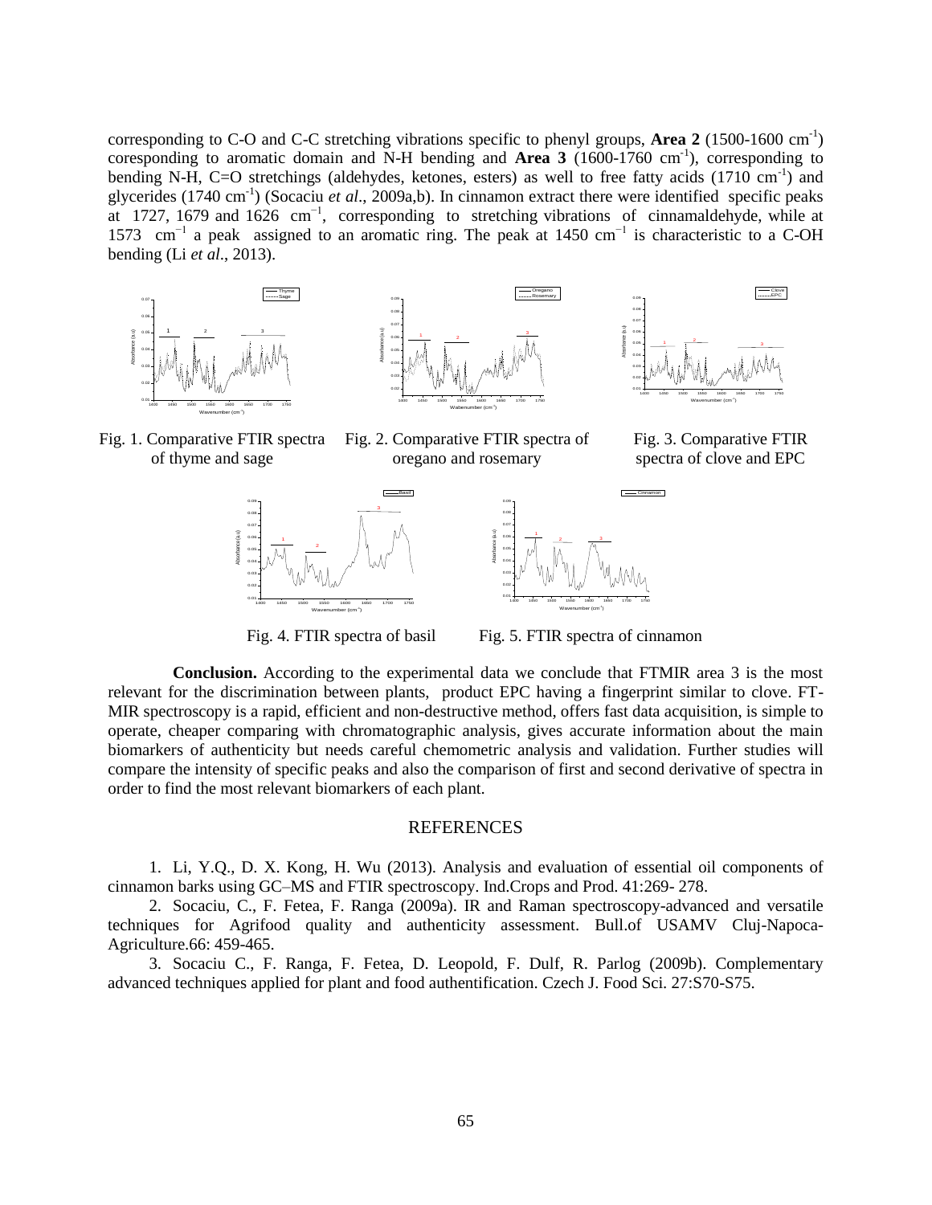corresponding to C-O and C-C stretching vibrations specific to phenyl groups, **Area 2** (1500-1600 cm$^{-1}$) coresponding to aromatic domain and N-H bending and **Area 3** (1600-1760 cm$^{-1}$), corresponding to bending N-H, C=O stretchings (aldehydes, ketones, esters) as well to free fatty acids (1710 cm$^{-1}$) and glycerides (1740 cm$^{-1}$) (Socaciu *et al*., 2009a,b). In cinnamon extract there were identified specific peaks at 1727, 1679 and 1626 cm$^{-1}$, corresponding to stretching vibrations of cinnamaldehyde, while at 1573 cm$^{-1}$ a peak assigned to an aromatic ring. The peak at 1450 cm$^{-1}$ is characteristic to a C-OH bending (Li *et al*., 2013).

Fig. 1. Comparative FTIR spectra of thyme and sage

Fig. 2. Comparative FTIR spectra of oregano and rosemary

Fig. 3. Comparative FTIR spectra of clove and EPC

Fig. 4. FTIR spectra of basil

Fig. 5. FTIR spectra of cinnamon

**Conclusion.** According to the experimental data we conclude that FTMIR area 3 is the most relevant for the discrimination between plants, product EPC having a fingerprint similar to clove. FT-MIR spectroscopy is a rapid, efficient and non-destructive method, offers fast data acquisition, is simple to operate, cheaper comparing with chromatographic analysis, gives accurate information about the main biomarkers of authenticity but needs careful chemometric analysis and validation. Further studies will compare the intensity of specific peaks and also the comparison of first and second derivative of spectra in order to find the most relevant biomarkers of each plant.

## REFERENCES

1. Li, Y.Q., D. X. Kong, H. Wu (2013). Analysis and evaluation of essential oil components of cinnamon barks using GC–MS and FTIR spectroscopy. Ind.Crops and Prod. 41:269- 278.

2. Socaciu, C., F. Fetea, F. Ranga (2009a). IR and Raman spectroscopy-advanced and versatile techniques for Agrifood quality and authenticity assessment. Bull.of USAMV Cluj-Napoca-Agriculture.66: 459-465.

3. Socaciu C., F. Ranga, F. Fetea, D. Leopold, F. Dulf, R. Parlog (2009b). Complementary advanced techniques applied for plant and food authentification. Czech J. Food Sci. 27:S70-S75.